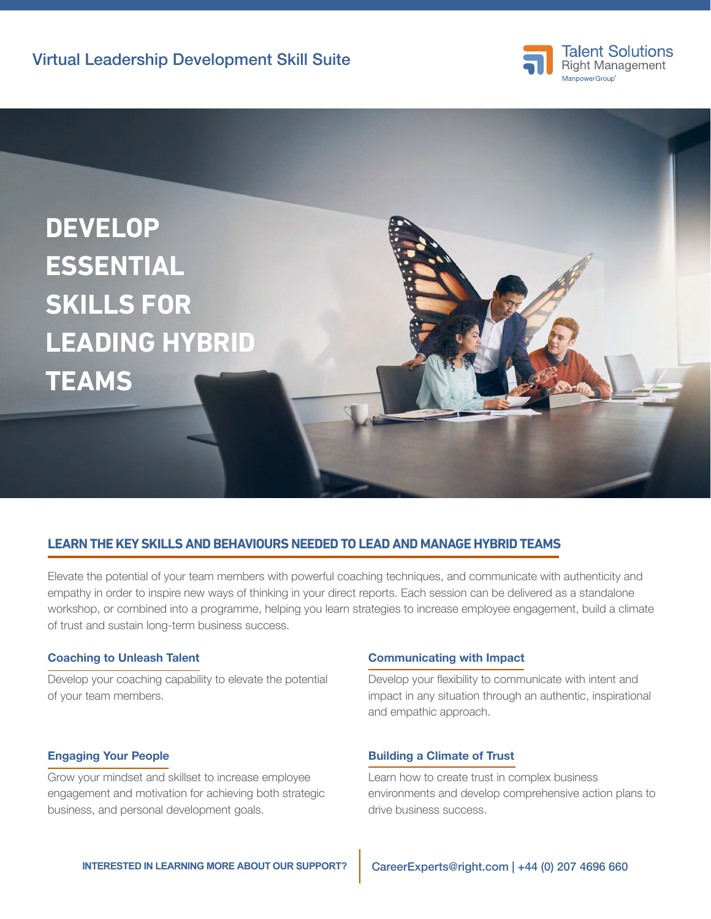Virtual Leadership Development Skill Suite

Talent Solutions
Right Management
ManpowerGroup

# DEVELOP ESSENTIAL SKILLS FOR LEADING HYBRID TEAMS

## LEARN THE KEY SKILLS AND BEHAVIOURS NEEDED TO LEAD AND MANAGE HYBRID TEAMS

Elevate the potential of your team members with powerful coaching techniques, and communicate with authenticity and empathy in order to inspire new ways of thinking in your direct reports. Each session can be delivered as a standalone workshop, or combined into a programme, helping you learn strategies to increase employee engagement, build a climate of trust and sustain long-term business success.

### Coaching to Unleash Talent

Develop your coaching capability to elevate the potential of your team members.

### Communicating with Impact

Develop your flexibility to communicate with intent and impact in any situation through an authentic, inspirational and empathic approach.

### Engaging Your People

Grow your mindset and skillset to increase employee engagement and motivation for achieving both strategic business, and personal development goals.

### Building a Climate of Trust

Learn how to create trust in complex business environments and develop comprehensive action plans to drive business success.

**INTERESTED IN LEARNING MORE ABOUT OUR SUPPORT?** CareerExperts@right.com | +44 (0) 207 4696 660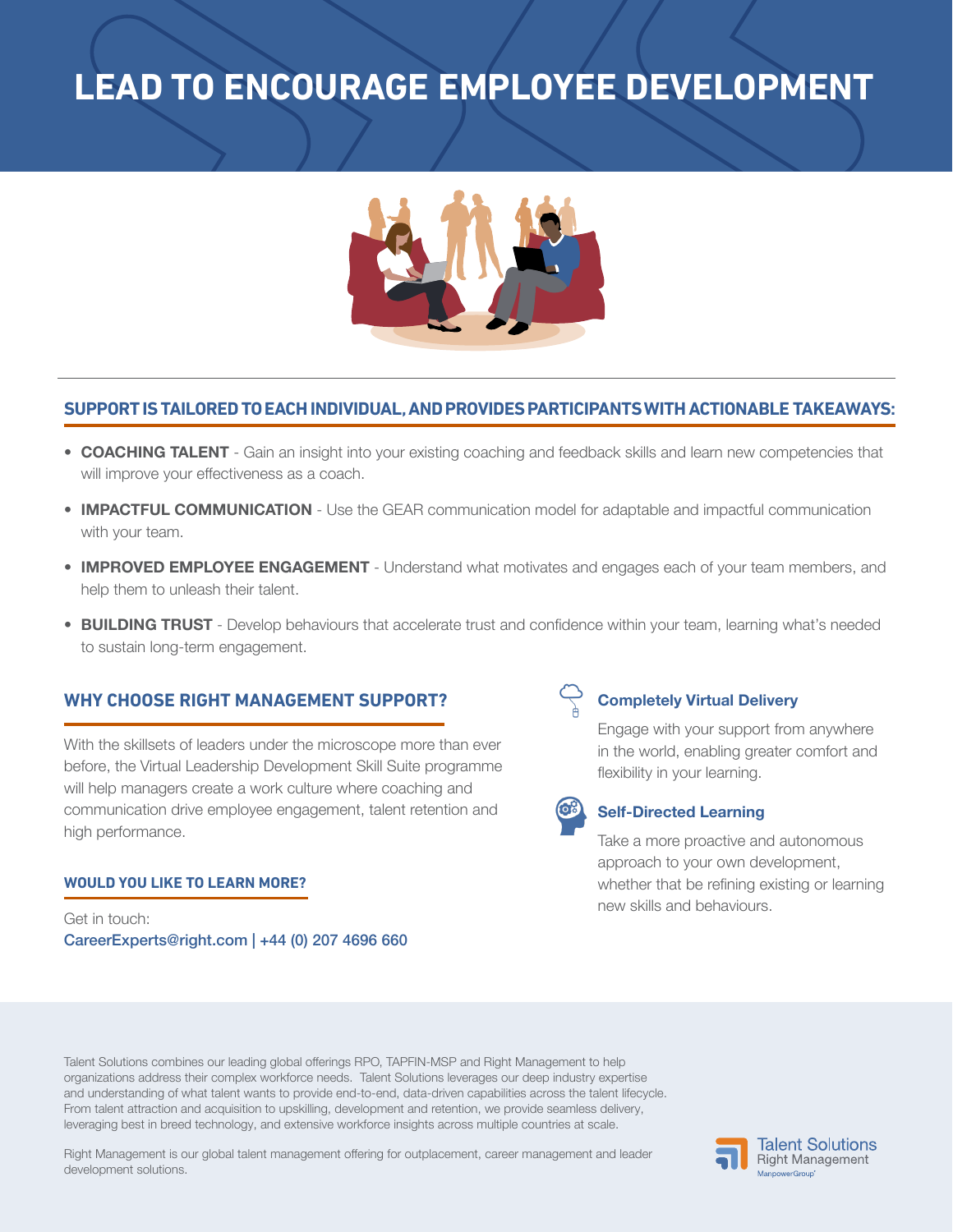# LEAD TO ENCOURAGE EMPLOYEE DEVELOPMENT

## SUPPORT IS TAILORED TO EACH INDIVIDUAL, AND PROVIDES PARTICIPANTS WITH ACTIONABLE TAKEAWAYS:

- **COACHING TALENT** - Gain an insight into your existing coaching and feedback skills and learn new competencies that will improve your effectiveness as a coach.
- **IMPACTFUL COMMUNICATION** - Use the GEAR communication model for adaptable and impactful communication with your team.
- **IMPROVED EMPLOYEE ENGAGEMENT** - Understand what motivates and engages each of your team members, and help them to unleash their talent.
- **BUILDING TRUST** - Develop behaviours that accelerate trust and confidence within your team, learning what's needed to sustain long-term engagement.

## WHY CHOOSE RIGHT MANAGEMENT SUPPORT?

With the skillsets of leaders under the microscope more than ever before, the Virtual Leadership Development Skill Suite programme will help managers create a work culture where coaching and communication drive employee engagement, talent retention and high performance.

### Completely Virtual Delivery

Engage with your support from anywhere in the world, enabling greater comfort and flexibility in your learning.

### Self-Directed Learning

Take a more proactive and autonomous approach to your own development, whether that be refining existing or learning new skills and behaviours.

### WOULD YOU LIKE TO LEARN MORE?

Get in touch:
CareerExperts@right.com | +44 (0) 207 4696 660

Talent Solutions combines our leading global offerings RPO, TAPFIN-MSP and Right Management to help organizations address their complex workforce needs. Talent Solutions leverages our deep industry expertise and understanding of what talent wants to provide end-to-end, data-driven capabilities across the talent lifecycle. From talent attraction and acquisition to upskilling, development and retention, we provide seamless delivery, leveraging best in breed technology, and extensive workforce insights across multiple countries at scale.

Right Management is our global talent management offering for outplacement, career management and leader development solutions.

Talent Solutions
Right Management
ManpowerGroup